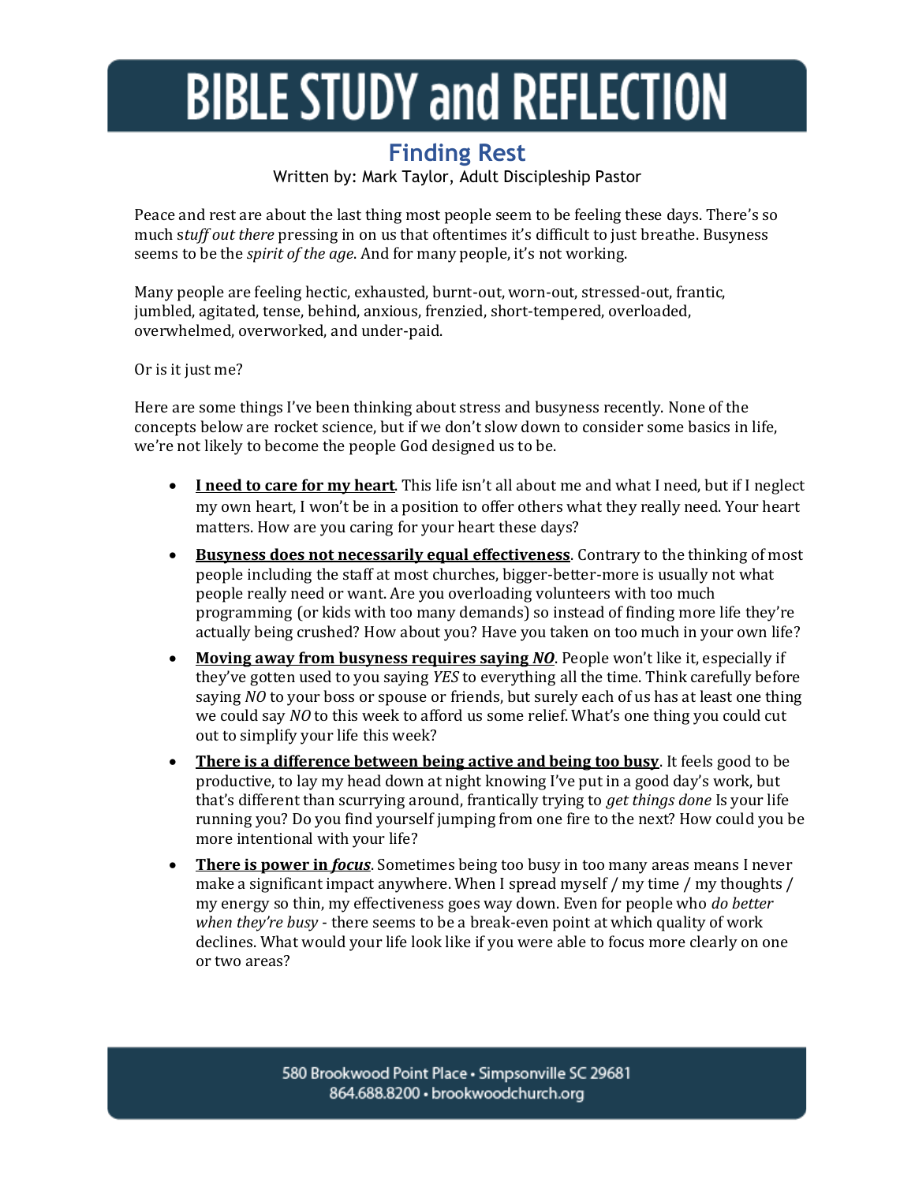# BIBLE STUDY and REFLECTION

## Finding Rest

Written by: Mark Taylor, Adult Discipleship Pastor

Peace and rest are about the last thing most people seem to be feeling these days. There's so much s*tuff out there* pressing in on us that oftentimes it's difficult to just breathe. Busyness seems to be the *spirit of the age*. And for many people, it's not working.

Many people are feeling hectic, exhausted, burnt-out, worn-out, stressed-out, frantic, jumbled, agitated, tense, behind, anxious, frenzied, short-tempered, overloaded, overwhelmed, overworked, and under-paid.

Or is it just me?

Here are some things I've been thinking about stress and busyness recently. None of the concepts below are rocket science, but if we don't slow down to consider some basics in life, we're not likely to become the people God designed us to be.

- **<u>I need to care for my heart</u>**. This life isn't all about me and what I need, but if I neglect my own heart, I won't be in a position to offer others what they really need. Your heart matters. How are you caring for your heart these days?
- **<u>Busyness does not necessarily equal effectiveness</u>**. Contrary to the thinking of most people including the staff at most churches, bigger-better-more is usually not what people really need or want. Are you overloading volunteers with too much programming (or kids with too many demands) so instead of finding more life they're actually being crushed? How about you? Have you taken on too much in your own life?
- **<u>Moving away from busyness requires saying *NO*</u>**. People won't like it, especially if they've gotten used to you saying *YES* to everything all the time. Think carefully before saying *NO* to your boss or spouse or friends, but surely each of us has at least one thing we could say *NO* to this week to afford us some relief. What's one thing you could cut out to simplify your life this week?
- **<u>There is a difference between being active and being too busy</u>**. It feels good to be productive, to lay my head down at night knowing I've put in a good day's work, but that's different than scurrying around, frantically trying to *get things done* Is your life running you? Do you find yourself jumping from one fire to the next? How could you be more intentional with your life?
- **<u>There is power in *focus*</u>**. Sometimes being too busy in too many areas means I never make a significant impact anywhere. When I spread myself / my time / my thoughts / my energy so thin, my effectiveness goes way down. Even for people who *do better when they're busy* - there seems to be a break-even point at which quality of work declines. What would your life look like if you were able to focus more clearly on one or two areas?

580 Brookwood Point Place • Simpsonville SC 29681
864.688.8200 • brookwoodchurch.org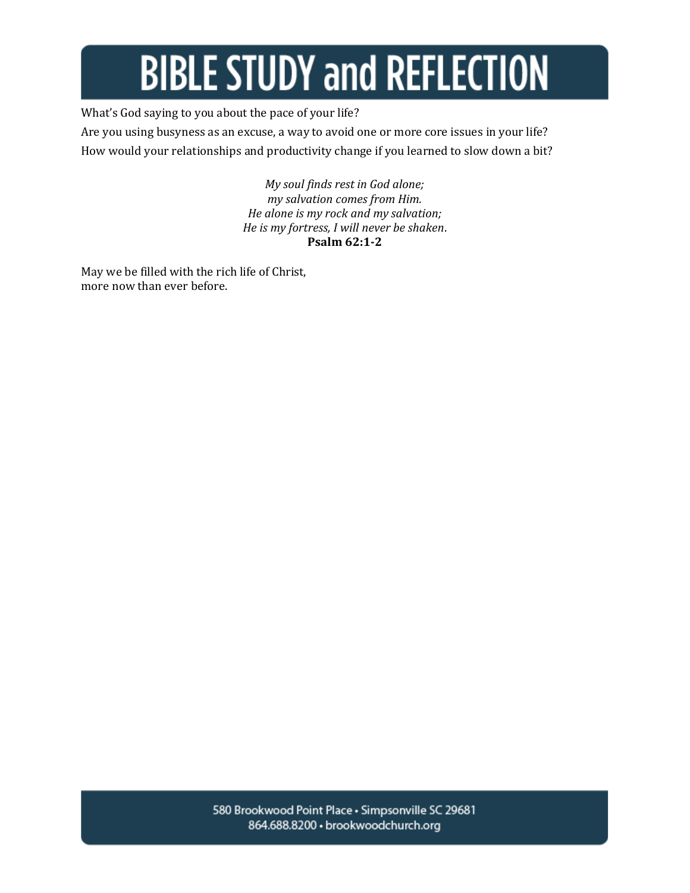# BIBLE STUDY and REFLECTION

What's God saying to you about the pace of your life?

Are you using busyness as an excuse, a way to avoid one or more core issues in your life?

How would your relationships and productivity change if you learned to slow down a bit?

*My soul finds rest in God alone;*
*my salvation comes from Him.*
*He alone is my rock and my salvation;*
*He is my fortress, I will never be shaken.*
**Psalm 62:1-2**

May we be filled with the rich life of Christ,
more now than ever before.

580 Brookwood Point Place • Simpsonville SC 29681
864.688.8200 • brookwoodchurch.org